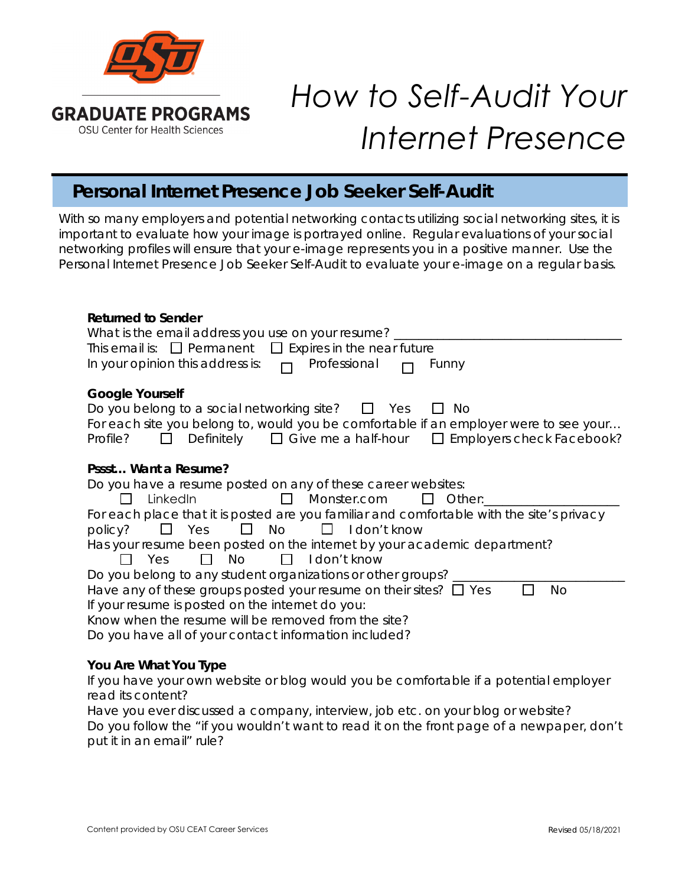GRADUATE PROGRAMS

OSU Center for Health Sciences

# How to Self-Audit Your Internet Presence

## Personal Internet Presence Job Seeker Self-Audit

With so many employers and potential networking contacts utilizing social networking sites, it is important to evaluate how your image is portrayed online. Regular evaluations of your social networking profiles will ensure that your e-image represents you in a positive manner. Use the Personal Internet Presence Job Seeker Self-Audit to evaluate your e-image on a regular basis.

**Returned to Sender**

What is the email address you use on your resume? ___________________________________

This email is: ☐ Permanent ☐ Expires in the near future

In your opinion this address is: ☐ Professional ☐ Funny

**Google Yourself**

Do you belong to a social networking site? ☐ Yes ☐ No

For each site you belong to, would you be comfortable if an employer were to see your…

Profile? ☐ Definitely ☐ Give me a half-hour ☐ Employers check Facebook?

**Pssst… Want a Resume?**

Do you have a resume posted on any of these career websites:

☐ LinkedIn ☐ Monster.com ☐ Other:____________________

For each place that it is posted are you familiar and comfortable with the site's privacy policy? ☐ Yes ☐ No ☐ I don't know

Has your resume been posted on the internet by your academic department?

☐ Yes ☐ No ☐ I don't know

Do you belong to any student organizations or other groups? __________________________

Have any of these groups posted your resume on their sites? ☐ Yes ☐ No

If your resume is posted on the internet do you:

Know when the resume will be removed from the site?

Do you have all of your contact information included?

**You Are What You Type**

If you have your own website or blog would you be comfortable if a potential employer read its content?

Have you ever discussed a company, interview, job etc. on your blog or website?

Do you follow the "if you wouldn't want to read it on the front page of a newpaper, don't put it in an email" rule?

Content provided by OSU CEAT Career Services

Revised 05/18/2021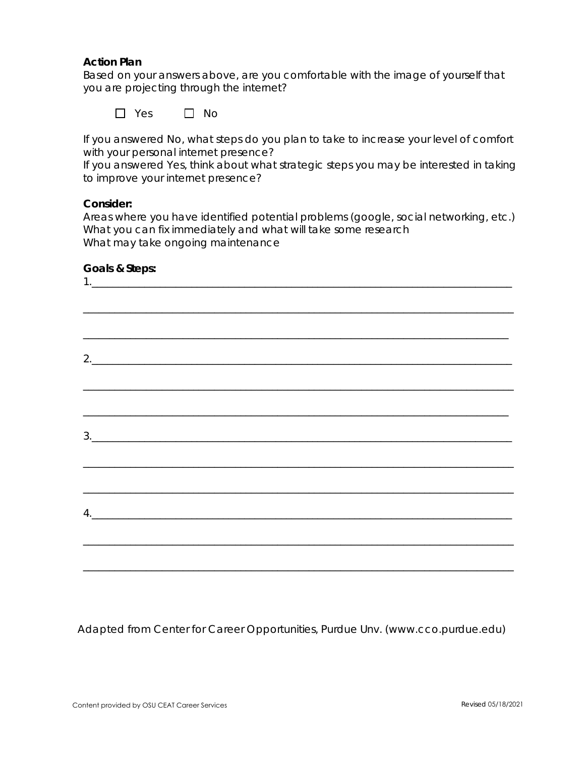**Action Plan**

Based on your answers above, are you comfortable with the image of yourself that you are projecting through the internet?

☐ Yes ☐ No

If you answered No, what steps do you plan to take to increase your level of comfort with your personal internet presence?
If you answered Yes, think about what strategic steps you may be interested in taking to improve your internet presence?

**Consider:**

Areas where you have identified potential problems (google, social networking, etc.)
What you can fix immediately and what will take some research
What may take ongoing maintenance

**Goals & Steps:**

1.______________________________________________________________________________

_______________________________________________________________________________

_______________________________________________________________________________

2.______________________________________________________________________________

_______________________________________________________________________________

_______________________________________________________________________________

3.______________________________________________________________________________

_______________________________________________________________________________

_______________________________________________________________________________

4.______________________________________________________________________________

_______________________________________________________________________________

_______________________________________________________________________________

Adapted from Center for Career Opportunities, Purdue Unv. (www.cco.purdue.edu)

Content provided by OSU CEAT Career Services

Revised 05/18/2021